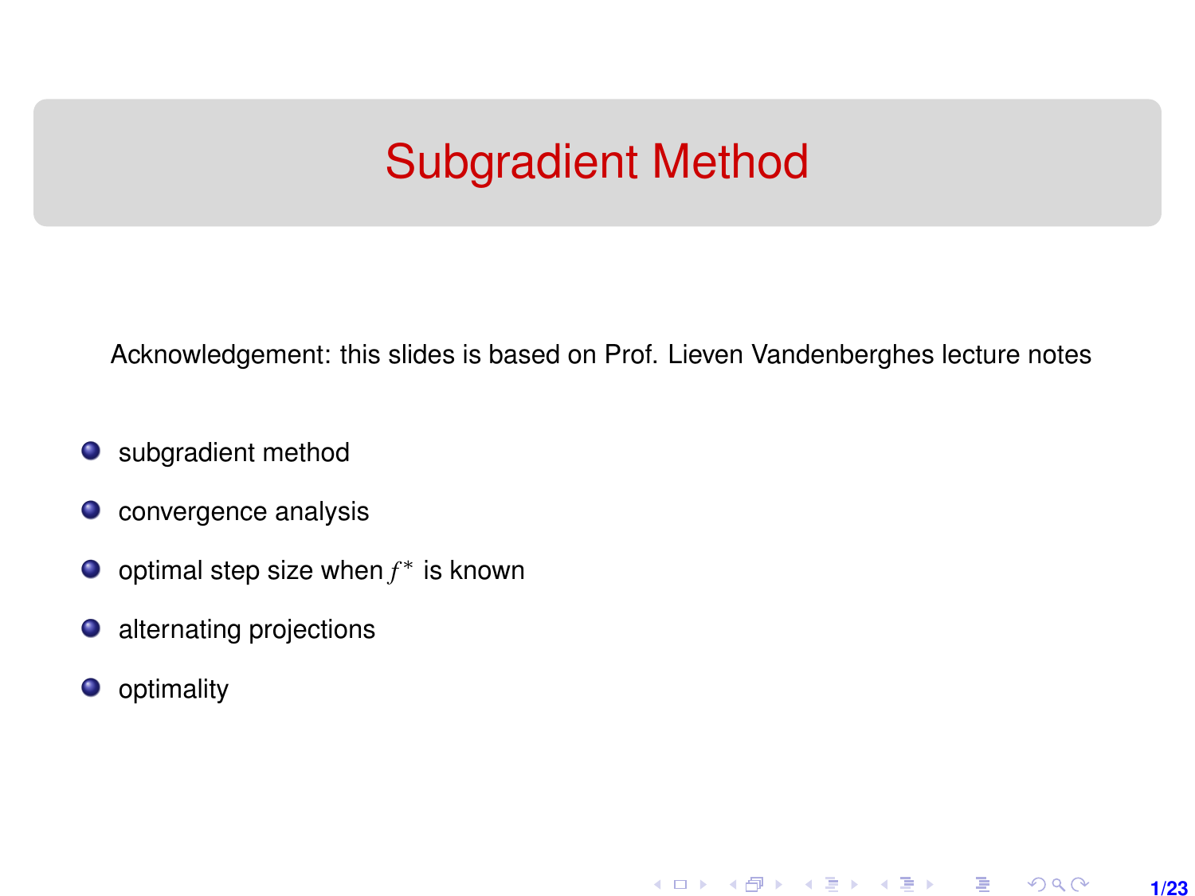# Subgradient Method

Acknowledgement: this slides is based on Prof. Lieven Vandenberghes lecture notes

- subgradient method
- convergence analysis
- optimal step size when $f^*$ is known
- alternating projections
- optimality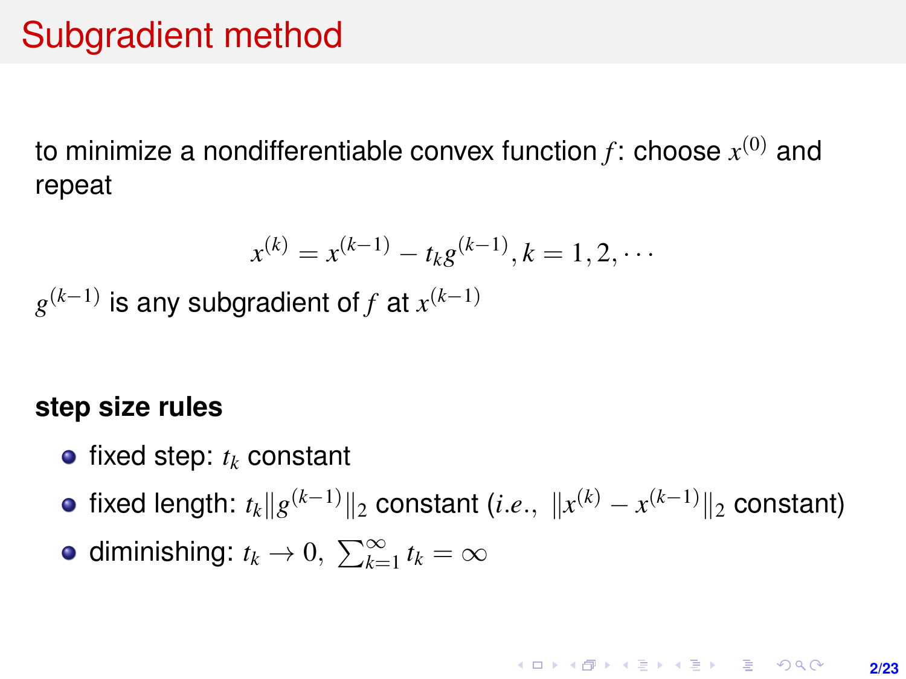# Subgradient method

to minimize a nondifferentiable convex function $f$: choose $x^{(0)}$ and repeat

$$x^{(k)} = x^{(k-1)} - t_k g^{(k-1)}, k = 1, 2, \cdots$$

$g^{(k-1)}$ is any subgradient of $f$ at $x^{(k-1)}$

**step size rules**

- fixed step: $t_k$ constant
- fixed length: $t_k \|g^{(k-1)}\|_2$ constant ($i.e.,\ \|x^{(k)} - x^{(k-1)}\|_2$ constant)
- diminishing: $t_k \to 0,\ \sum_{k=1}^{\infty} t_k = \infty$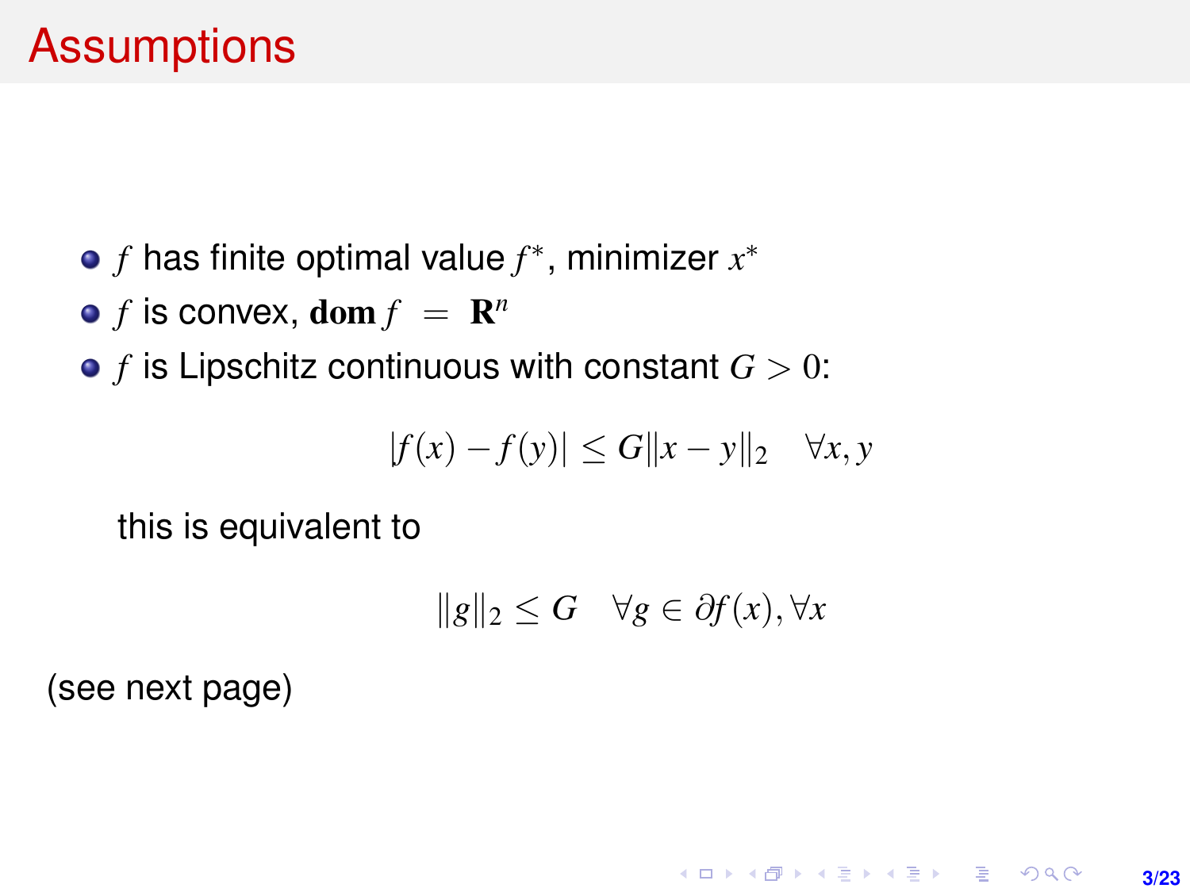# Assumptions

- $f$ has finite optimal value $f^*$, minimizer $x^*$
- $f$ is convex, $\mathbf{dom}\, f = \mathbf{R}^n$
- $f$ is Lipschitz continuous with constant $G > 0$:

$$|f(x) - f(y)| \leq G\|x - y\|_2 \quad \forall x, y$$

  this is equivalent to

$$\|g\|_2 \leq G \quad \forall g \in \partial f(x), \forall x$$

(see next page)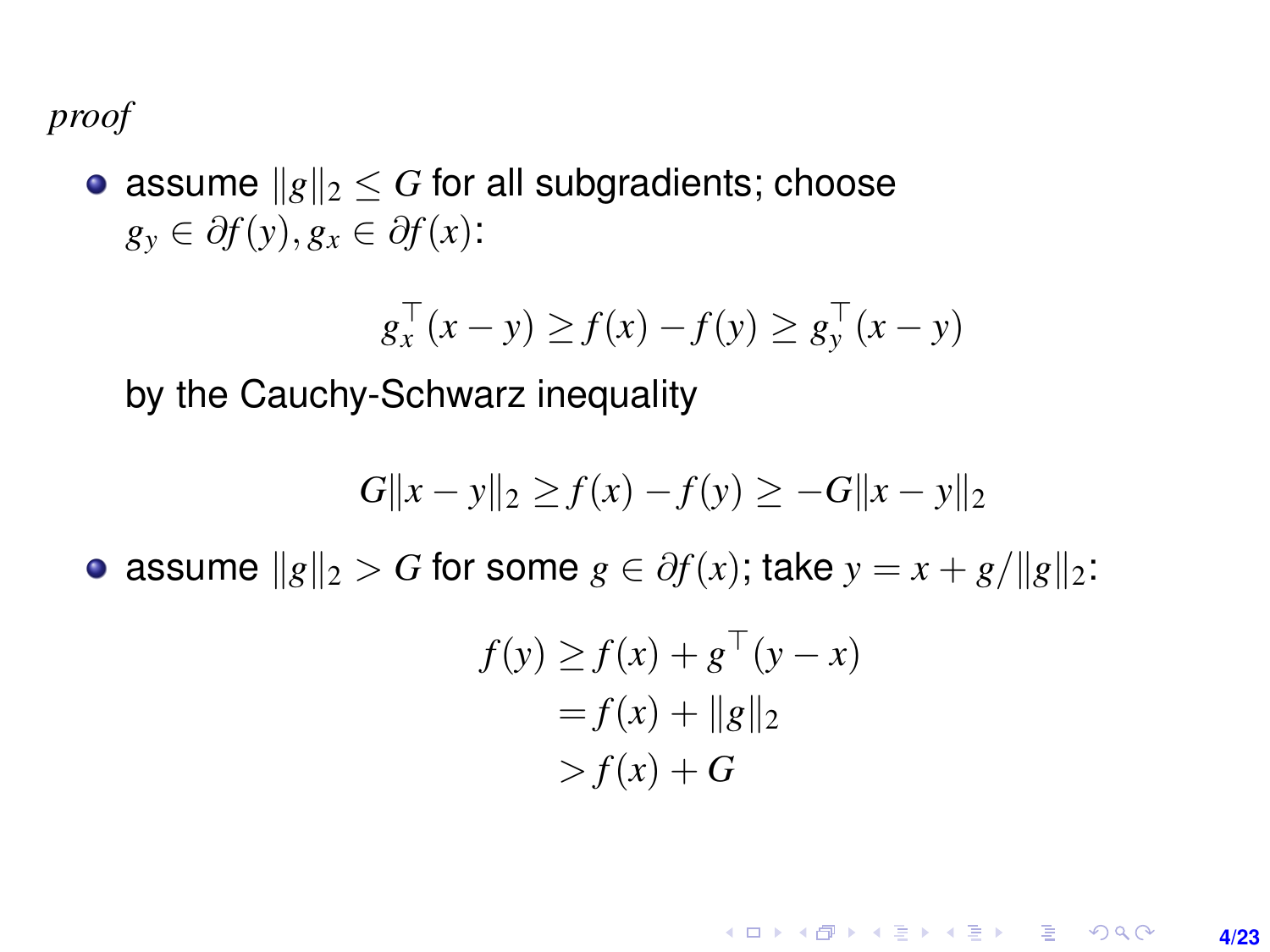*proof*

- assume $\|g\|_2 \leq G$ for all subgradients; choose $g_y \in \partial f(y), g_x \in \partial f(x)$:

$$g_x^\top(x-y) \geq f(x) - f(y) \geq g_y^\top(x-y)$$

  by the Cauchy-Schwarz inequality

$$G\|x-y\|_2 \geq f(x) - f(y) \geq -G\|x-y\|_2$$

- assume $\|g\|_2 > G$ for some $g \in \partial f(x)$; take $y = x + g/\|g\|_2$:

$$\begin{aligned} f(y) &\geq f(x) + g^\top(y-x) \\ &= f(x) + \|g\|_2 \\ &> f(x) + G \end{aligned}$$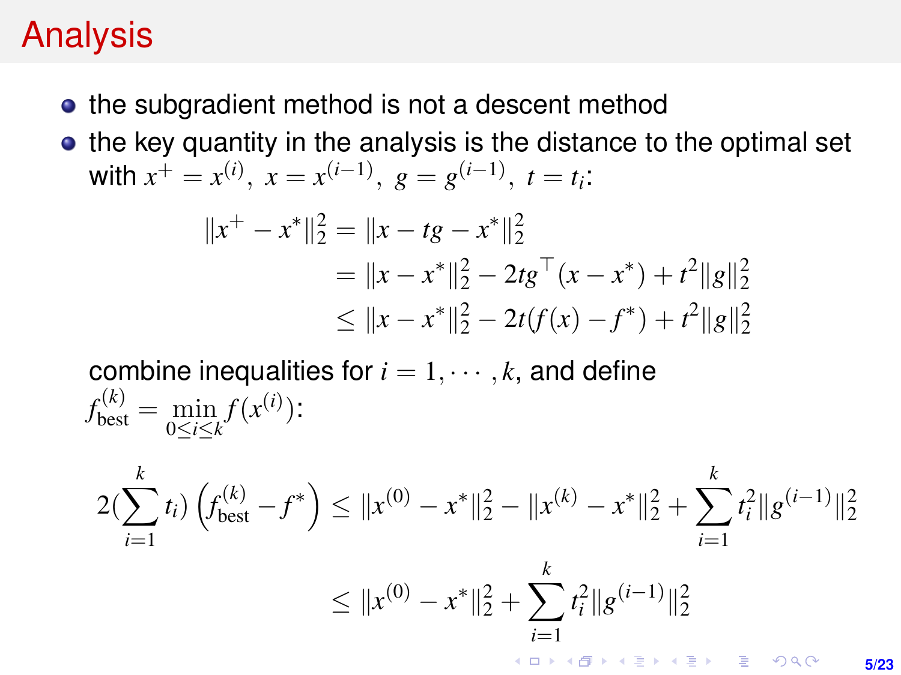# Analysis

- the subgradient method is not a descent method
- the key quantity in the analysis is the distance to the optimal set with $x^+ = x^{(i)},\ x = x^{(i-1)},\ g = g^{(i-1)},\ t = t_i$:

$$
\begin{aligned}
\|x^+ - x^*\|_2^2 &= \|x - tg - x^*\|_2^2 \\
&= \|x - x^*\|_2^2 - 2tg^\top(x - x^*) + t^2\|g\|_2^2 \\
&\leq \|x - x^*\|_2^2 - 2t(f(x) - f^*) + t^2\|g\|_2^2
\end{aligned}
$$

combine inequalities for $i = 1, \cdots, k$, and define $f_{\text{best}}^{(k)} = \min_{0 \leq i \leq k} f(x^{(i)})$:

$$
\begin{aligned}
2\left(\sum_{i=1}^{k} t_i\right)\left(f_{\text{best}}^{(k)} - f^*\right) &\leq \|x^{(0)} - x^*\|_2^2 - \|x^{(k)} - x^*\|_2^2 + \sum_{i=1}^{k} t_i^2 \|g^{(i-1)}\|_2^2 \\
&\leq \|x^{(0)} - x^*\|_2^2 + \sum_{i=1}^{k} t_i^2 \|g^{(i-1)}\|_2^2
\end{aligned}
$$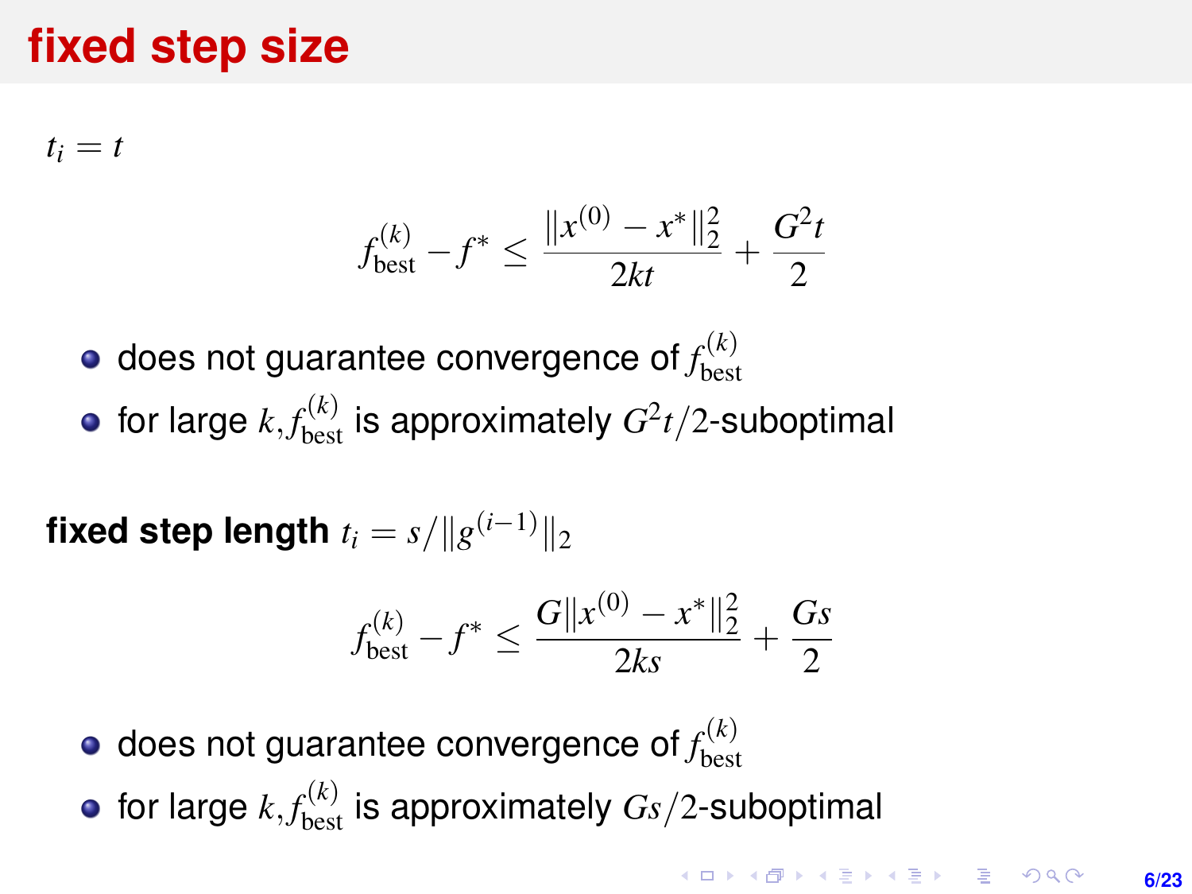# fixed step size

$t_i = t$

$$f_{\text{best}}^{(k)} - f^* \le \frac{\|x^{(0)} - x^*\|_2^2}{2kt} + \frac{G^2 t}{2}$$

- does not guarantee convergence of $f_{\text{best}}^{(k)}$
- for large $k$, $f_{\text{best}}^{(k)}$ is approximately $G^2 t/2$-suboptimal

**fixed step length** $t_i = s/\|g^{(i-1)}\|_2$

$$f_{\text{best}}^{(k)} - f^* \le \frac{G\|x^{(0)} - x^*\|_2^2}{2ks} + \frac{Gs}{2}$$

- does not guarantee convergence of $f_{\text{best}}^{(k)}$
- for large $k$, $f_{\text{best}}^{(k)}$ is approximately $Gs/2$-suboptimal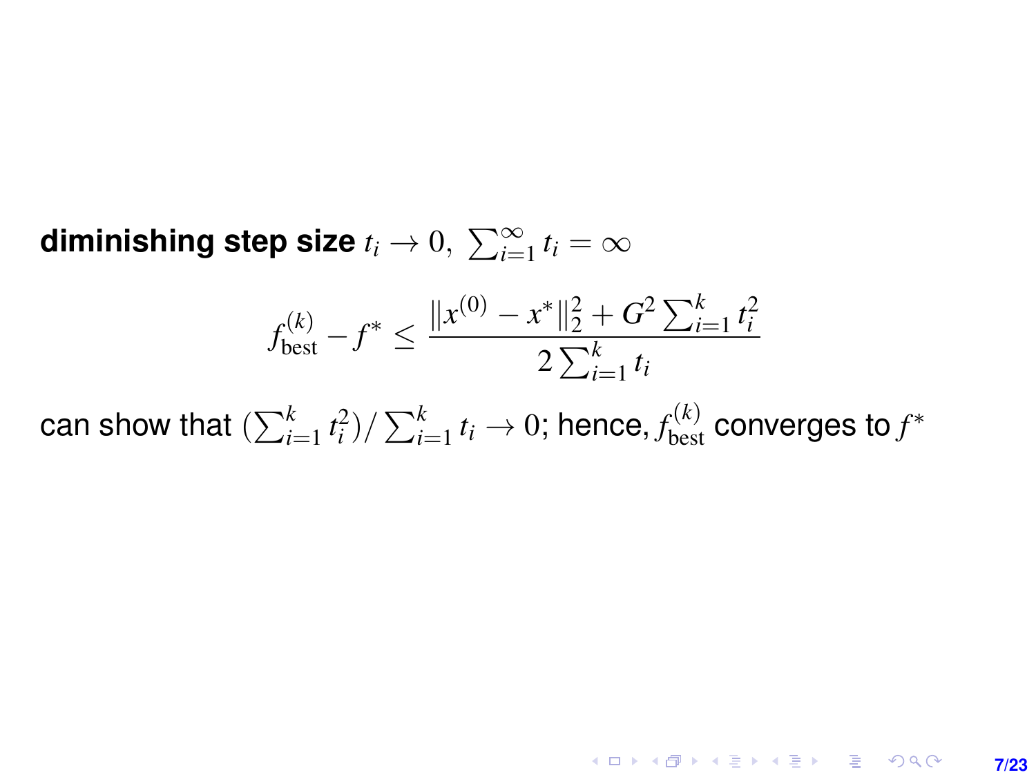**diminishing step size** $t_i \to 0, \ \sum_{i=1}^{\infty} t_i = \infty$

$$f_{\text{best}}^{(k)} - f^* \leq \frac{\|x^{(0)} - x^*\|_2^2 + G^2 \sum_{i=1}^{k} t_i^2}{2 \sum_{i=1}^{k} t_i}$$

can show that $(\sum_{i=1}^{k} t_i^2) / \sum_{i=1}^{k} t_i \to 0$; hence, $f_{\text{best}}^{(k)}$ converges to $f^*$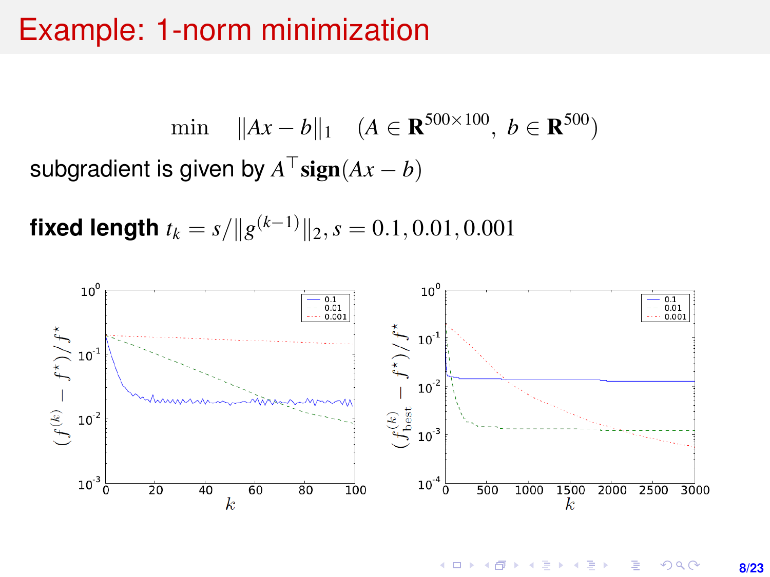# Example: 1-norm minimization

$$\min \quad \|Ax - b\|_1 \quad (A \in \mathbf{R}^{500\times 100},\ b \in \mathbf{R}^{500})$$

subgradient is given by $A^\top \mathbf{sign}(Ax - b)$

**fixed length** $t_k = s/\|g^{(k-1)}\|_2, s = 0.1, 0.01, 0.001$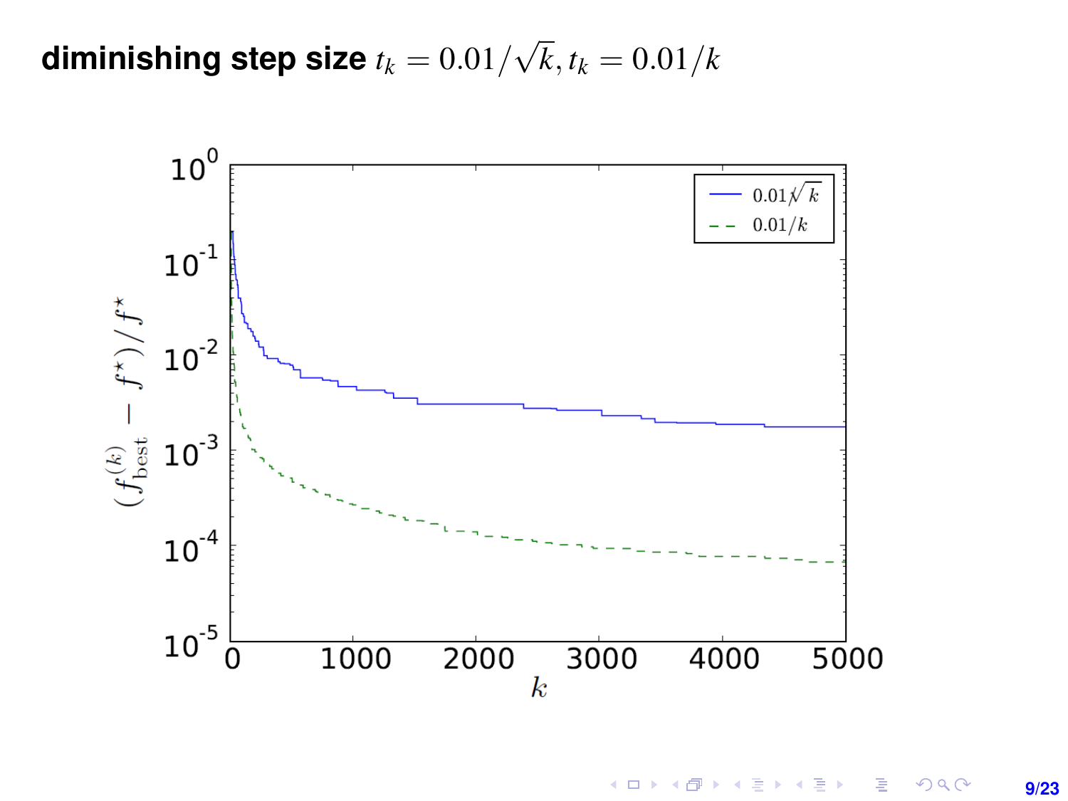**diminishing step size** $t_k = 0.01/\sqrt{k}$, $t_k = 0.01/k$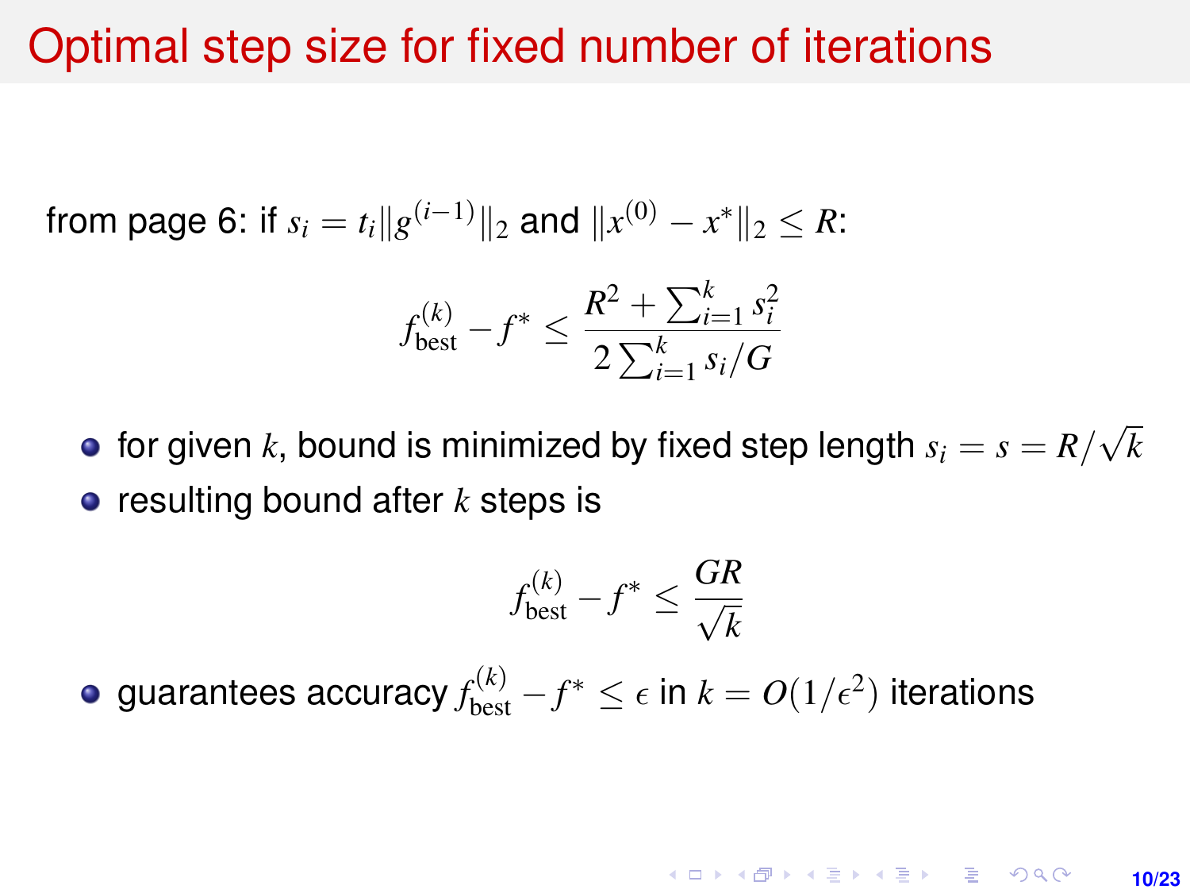# Optimal step size for fixed number of iterations

from page 6: if $s_i = t_i \|g^{(i-1)}\|_2$ and $\|x^{(0)} - x^*\|_2 \le R$:

$$f_{\text{best}}^{(k)} - f^* \le \frac{R^2 + \sum_{i=1}^k s_i^2}{2 \sum_{i=1}^k s_i / G}$$

- for given $k$, bound is minimized by fixed step length $s_i = s = R/\sqrt{k}$
- resulting bound after $k$ steps is

$$f_{\text{best}}^{(k)} - f^* \le \frac{GR}{\sqrt{k}}$$

- guarantees accuracy $f_{\text{best}}^{(k)} - f^* \le \epsilon$ in $k = O(1/\epsilon^2)$ iterations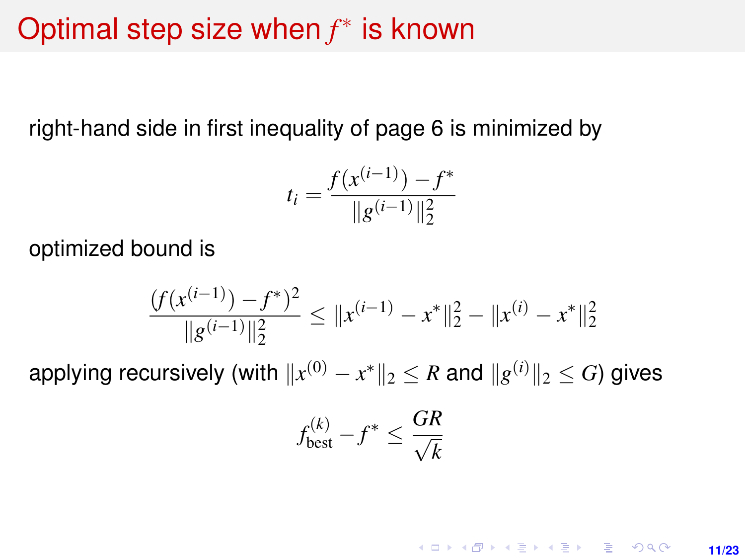# Optimal step size when $f^*$ is known

right-hand side in first inequality of page 6 is minimized by

$$t_i = \frac{f(x^{(i-1)}) - f^*}{\|g^{(i-1)}\|_2^2}$$

optimized bound is

$$\frac{(f(x^{(i-1)}) - f^*)^2}{\|g^{(i-1)}\|_2^2} \leq \|x^{(i-1)} - x^*\|_2^2 - \|x^{(i)} - x^*\|_2^2$$

applying recursively (with $\|x^{(0)} - x^*\|_2 \leq R$ and $\|g^{(i)}\|_2 \leq G$) gives

$$f_{\text{best}}^{(k)} - f^* \leq \frac{GR}{\sqrt{k}}$$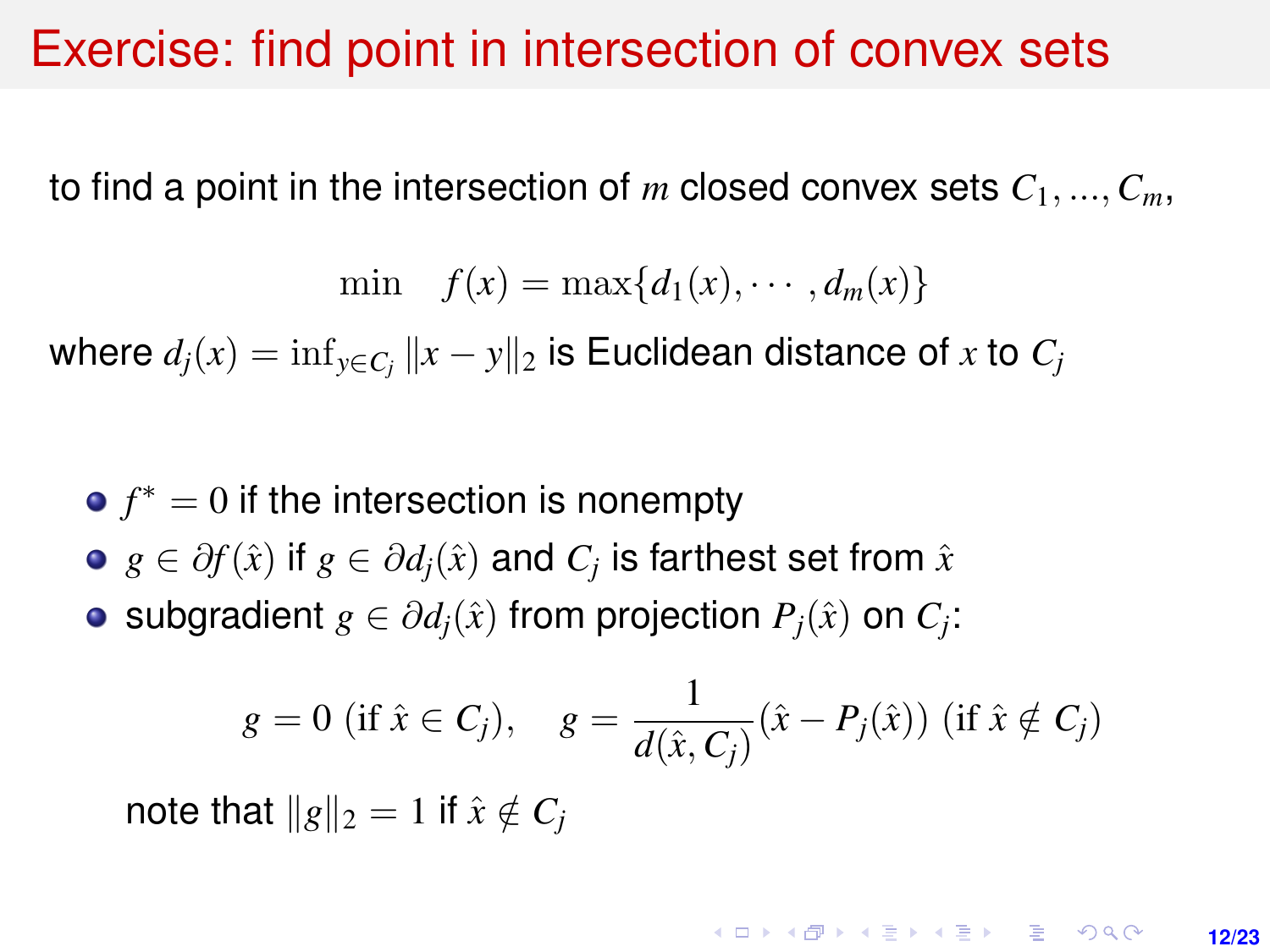# Exercise: find point in intersection of convex sets

to find a point in the intersection of $m$ closed convex sets $C_1, ..., C_m$,

$$\min \quad f(x) = \max\{d_1(x), \cdots, d_m(x)\}$$

where $d_j(x) = \inf_{y \in C_j} \|x - y\|_2$ is Euclidean distance of $x$ to $C_j$

- $f^* = 0$ if the intersection is nonempty
- $g \in \partial f(\hat{x})$ if $g \in \partial d_j(\hat{x})$ and $C_j$ is farthest set from $\hat{x}$
- subgradient $g \in \partial d_j(\hat{x})$ from projection $P_j(\hat{x})$ on $C_j$:

$$g = 0 \ (\text{if } \hat{x} \in C_j), \quad g = \frac{1}{d(\hat{x}, C_j)}(\hat{x} - P_j(\hat{x})) \ (\text{if } \hat{x} \notin C_j)$$

  note that $\|g\|_2 = 1$ if $\hat{x} \notin C_j$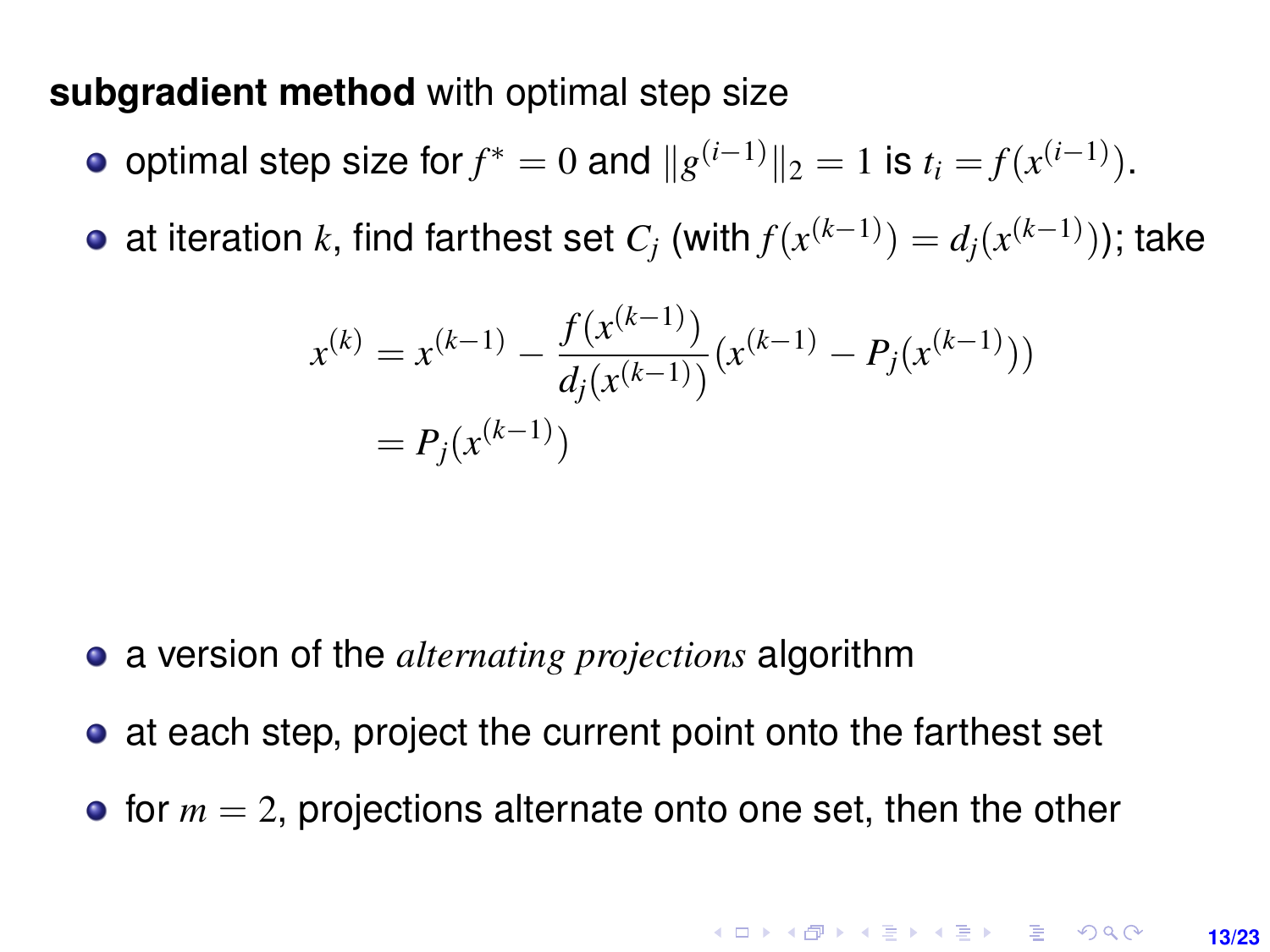**subgradient method** with optimal step size

- optimal step size for $f^* = 0$ and $\|g^{(i-1)}\|_2 = 1$ is $t_i = f(x^{(i-1)})$.
- at iteration $k$, find farthest set $C_j$ (with $f(x^{(k-1)}) = d_j(x^{(k-1)})$); take

$$
\begin{aligned}
x^{(k)} &= x^{(k-1)} - \frac{f(x^{(k-1)})}{d_j(x^{(k-1)})}(x^{(k-1)} - P_j(x^{(k-1)})) \\
&= P_j(x^{(k-1)})
\end{aligned}
$$

- a version of the *alternating projections* algorithm
- at each step, project the current point onto the farthest set
- for $m = 2$, projections alternate onto one set, then the other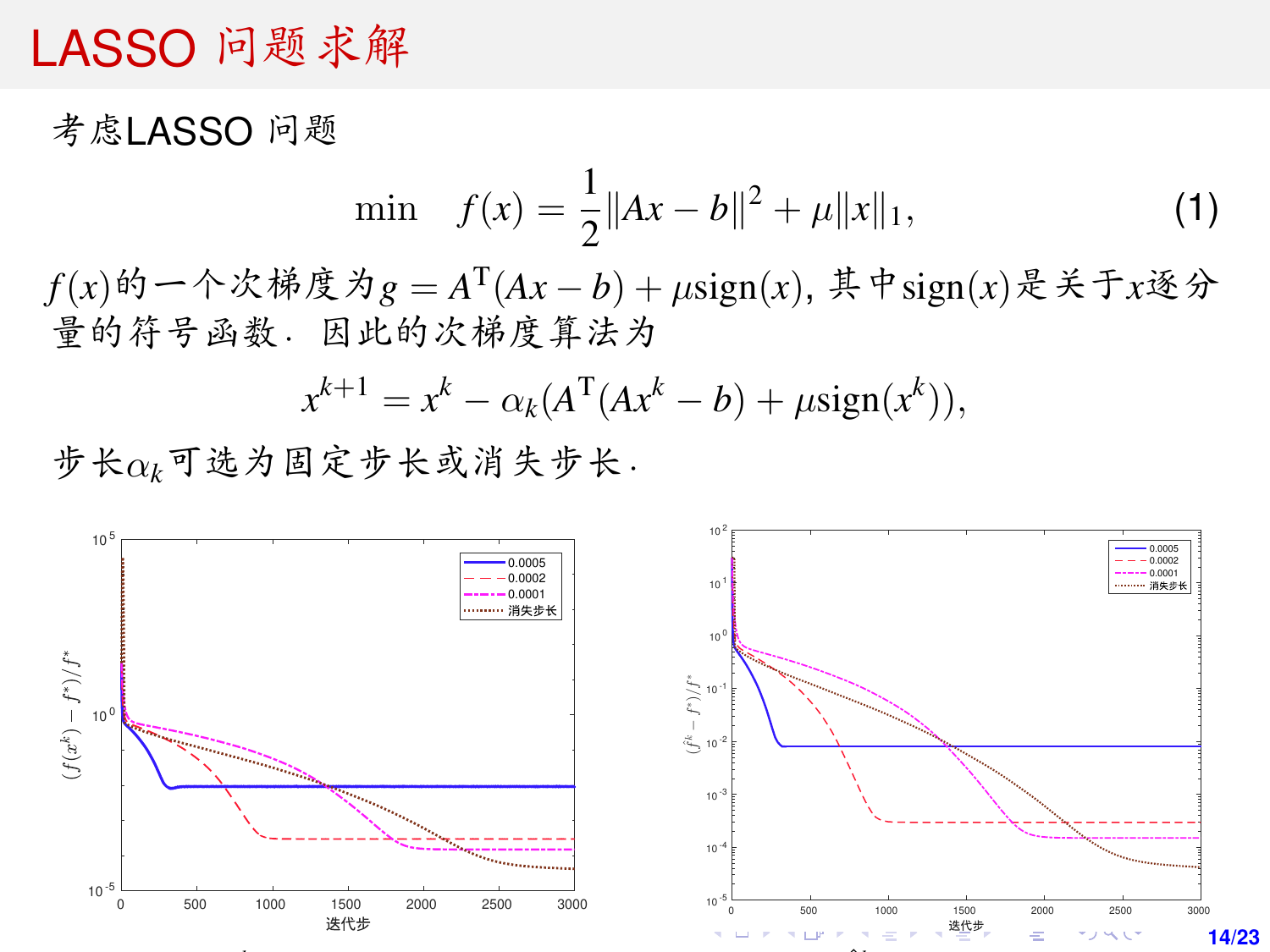# LASSO 问题求解

考虑LASSO 问题

$$\min \quad f(x) = \frac{1}{2}\|Ax - b\|^2 + \mu\|x\|_1, \tag{1}$$

$f(x)$的一个次梯度为$g = A^{\mathrm{T}}(Ax - b) + \mu \mathrm{sign}(x)$, 其中$\mathrm{sign}(x)$是关于$x$逐分量的符号函数. 因此的次梯度算法为

$$x^{k+1} = x^k - \alpha_k(A^{\mathrm{T}}(Ax^k - b) + \mu \mathrm{sign}(x^k)),$$

步长$\alpha_k$可选为固定步长或消失步长.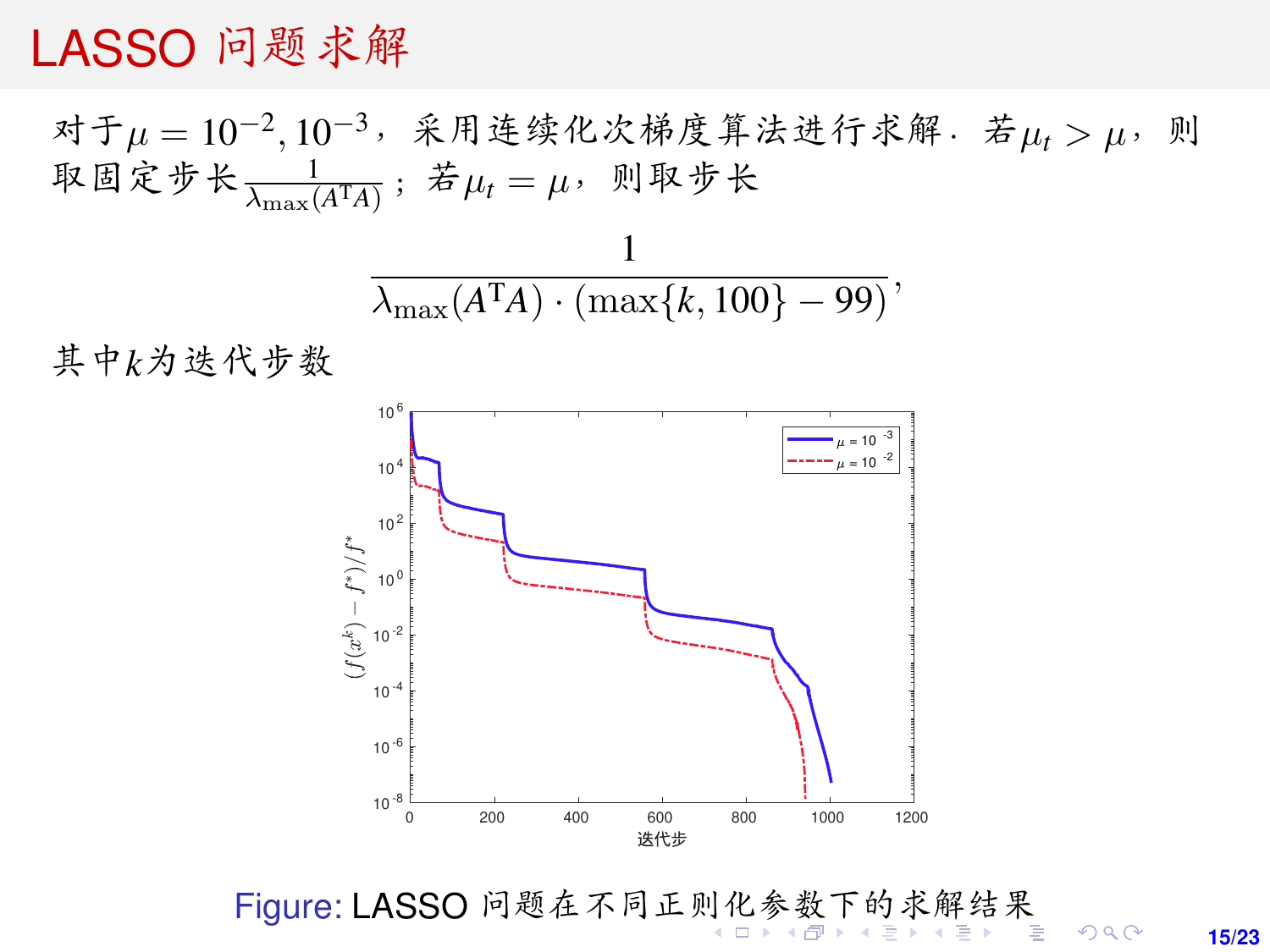# LASSO 问题求解

对于$\mu = 10^{-2}, 10^{-3}$，采用连续化次梯度算法进行求解．若$\mu_t > \mu$，则取固定步长$\frac{1}{\lambda_{\max}(A^{\mathrm{T}}A)}$；若$\mu_t = \mu$，则取步长

$$\frac{1}{\lambda_{\max}(A^{\mathrm{T}}A) \cdot (\max\{k, 100\} - 99)},$$

其中$k$为迭代步数

Figure: LASSO 问题在不同正则化参数下的求解结果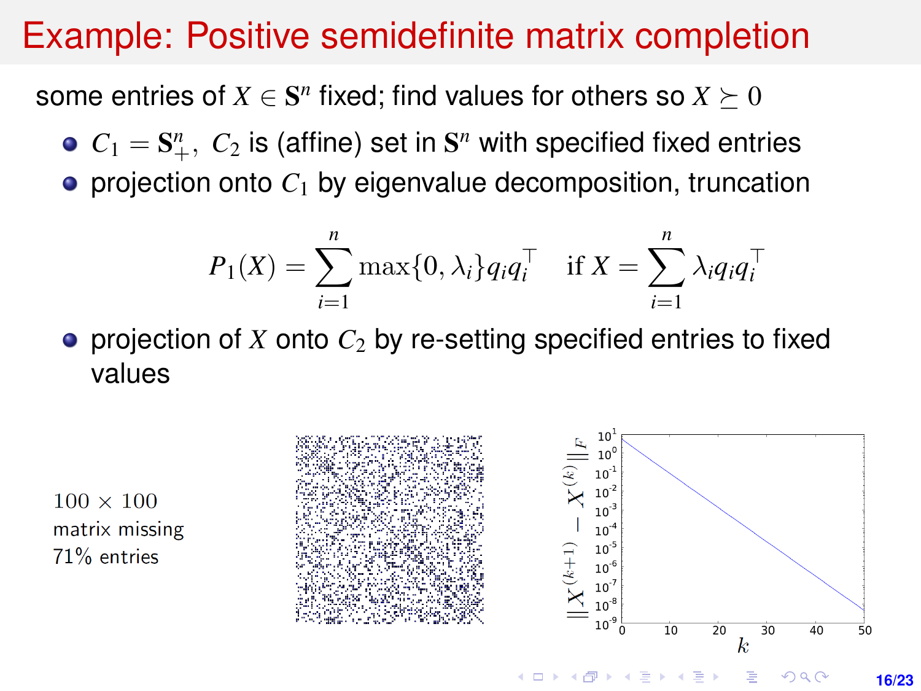# Example: Positive semidefinite matrix completion

some entries of $X \in \mathbf{S}^n$ fixed; find values for others so $X \succeq 0$

- $C_1 = \mathbf{S}^n_+$, $C_2$ is (affine) set in $\mathbf{S}^n$ with specified fixed entries
- projection onto $C_1$ by eigenvalue decomposition, truncation

$$P_1(X) = \sum_{i=1}^{n} \max\{0, \lambda_i\} q_i q_i^\top \quad \text{if } X = \sum_{i=1}^{n} \lambda_i q_i q_i^\top$$

- projection of $X$ onto $C_2$ by re-setting specified entries to fixed values

$100 \times 100$ matrix missing 71% entries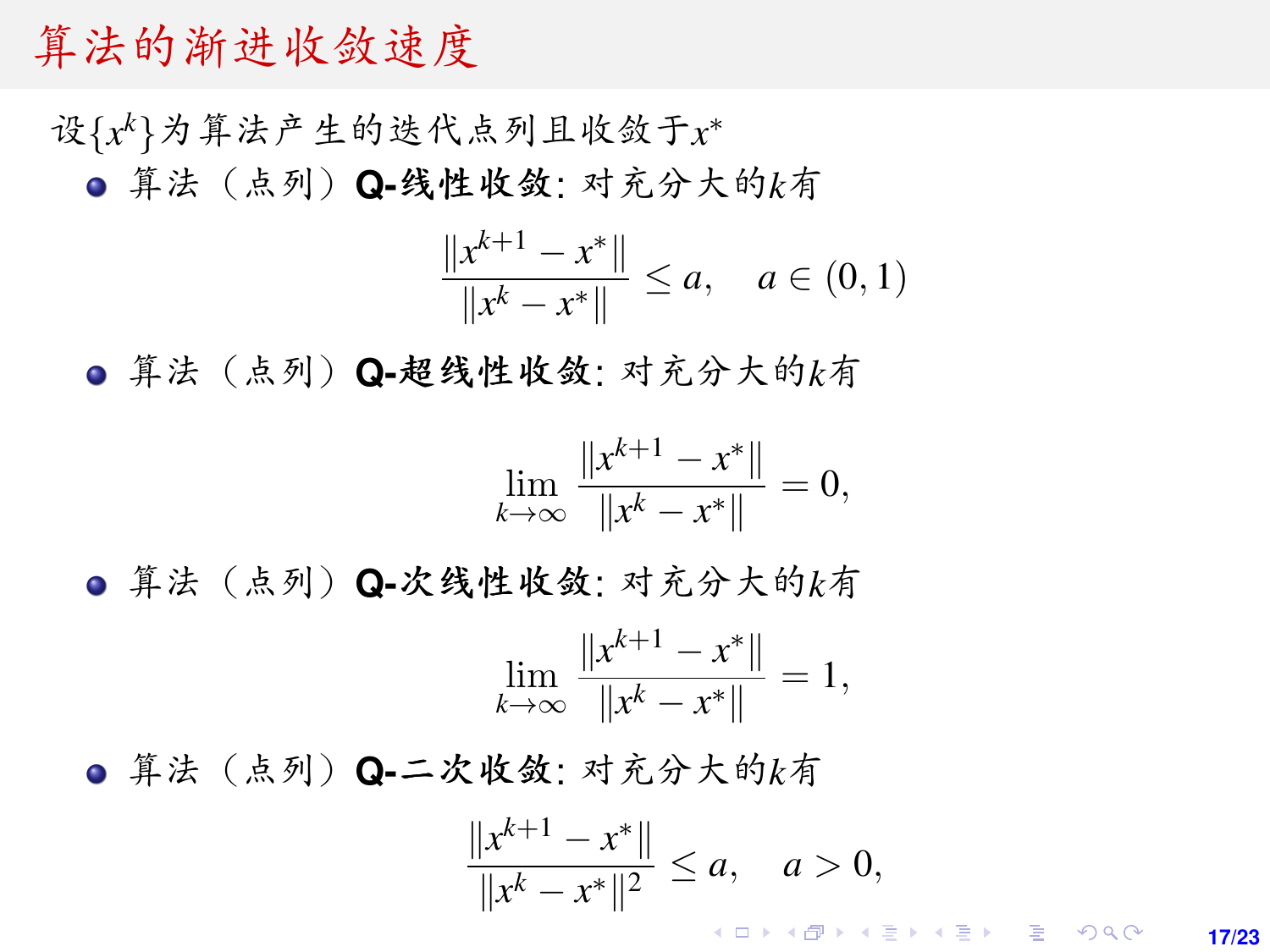# 算法的渐进收敛速度

设$\{x^k\}$为算法产生的迭代点列且收敛于$x^*$

- 算法（点列）**Q-线性收敛**: 对充分大的$k$有

$$\frac{\|x^{k+1}-x^*\|}{\|x^k-x^*\|} \le a, \quad a \in (0,1)$$

- 算法（点列）**Q-超线性收敛**: 对充分大的$k$有

$$\lim_{k\to\infty} \frac{\|x^{k+1}-x^*\|}{\|x^k-x^*\|} = 0,$$

- 算法（点列）**Q-次线性收敛**: 对充分大的$k$有

$$\lim_{k\to\infty} \frac{\|x^{k+1}-x^*\|}{\|x^k-x^*\|} = 1,$$

- 算法（点列）**Q-二次收敛**: 对充分大的$k$有

$$\frac{\|x^{k+1}-x^*\|}{\|x^k-x^*\|^2} \le a, \quad a > 0,$$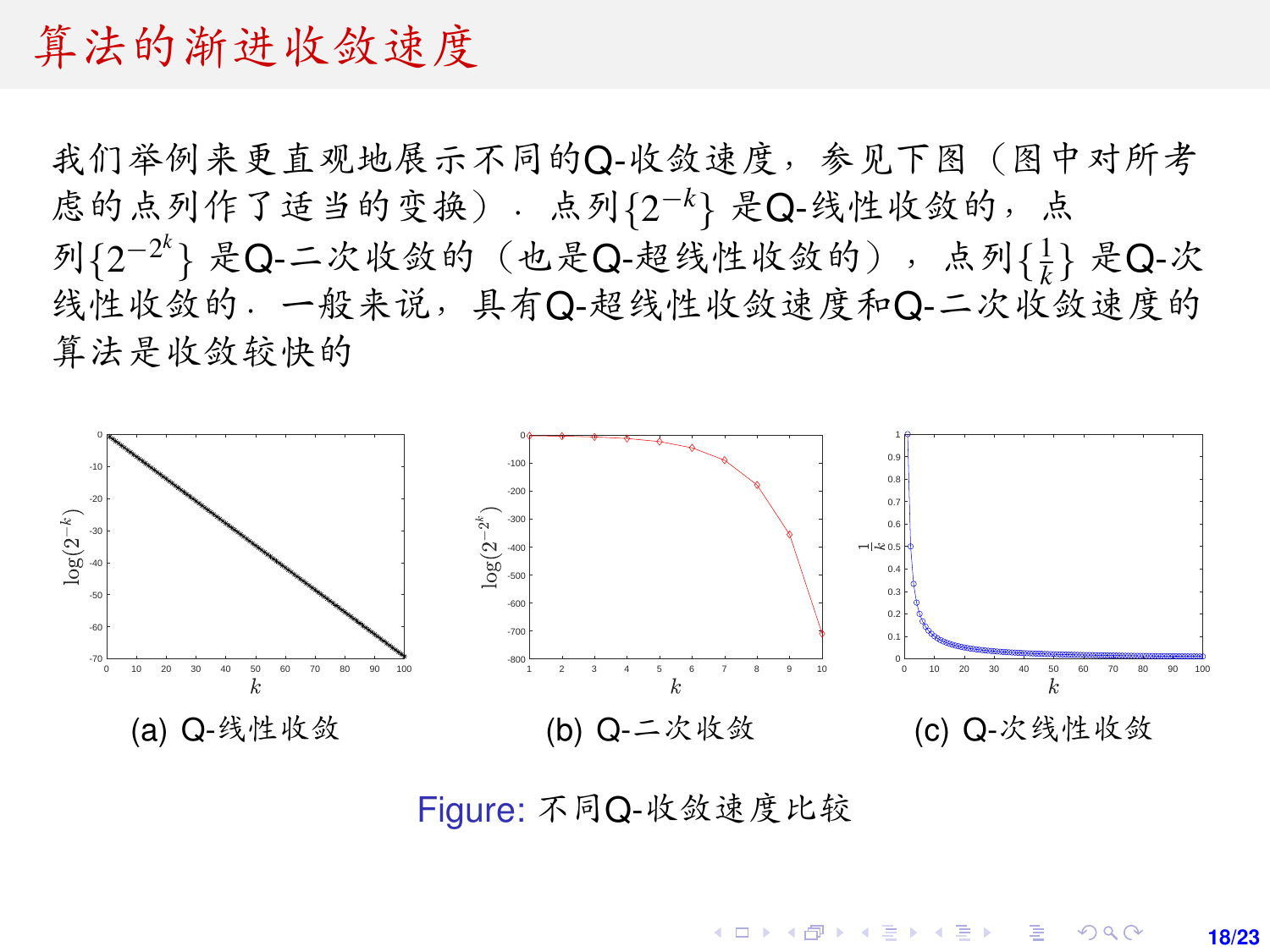# 算法的渐进收敛速度

我们举例来更直观地展示不同的Q-收敛速度，参见下图（图中对所考虑的点列作了适当的变换）．点列$\{2^{-k}\}$是Q-线性收敛的，点列$\{2^{-2^k}\}$是Q-二次收敛的（也是Q-超线性收敛的），点列$\{\frac{1}{k}\}$是Q-次线性收敛的．一般来说，具有Q-超线性收敛速度和Q-二次收敛速度的算法是收敛较快的

(a) Q-线性收敛

(b) Q-二次收敛

(c) Q-次线性收敛

Figure: 不同Q-收敛速度比较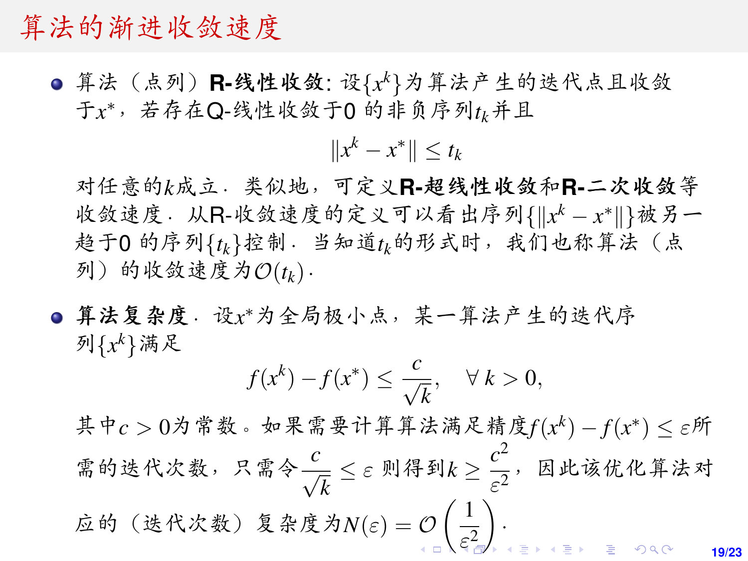# 算法的渐进收敛速度

- 算法（点列）**R-线性收敛**: 设$\{x^k\}$为算法产生的迭代点且收敛于$x^*$，若存在Q-线性收敛于0 的非负序列$t_k$并且

  $$\|x^k - x^*\| \le t_k$$

  对任意的$k$成立．类似地，可定义**R-超线性收敛**和**R-二次收敛**等收敛速度．从R-收敛速度的定义可以看出序列$\{\|x^k - x^*\|\}$被另一趋于0 的序列$\{t_k\}$控制．当知道$t_k$的形式时，我们也称算法（点列）的收敛速度为$\mathcal{O}(t_k)$．

- **算法复杂度**．设$x^*$为全局极小点，某一算法产生的迭代序列$\{x^k\}$满足

  $$f(x^k) - f(x^*) \le \frac{c}{\sqrt{k}}, \quad \forall\, k > 0,$$

  其中$c > 0$为常数。如果需要计算算法满足精度$f(x^k) - f(x^*) \le \varepsilon$所需的迭代次数，只需令$\dfrac{c}{\sqrt{k}} \le \varepsilon$ 则得到$k \ge \dfrac{c^2}{\varepsilon^2}$，因此该优化算法对应的（迭代次数）复杂度为$N(\varepsilon) = \mathcal{O}\left(\dfrac{1}{\varepsilon^2}\right)$．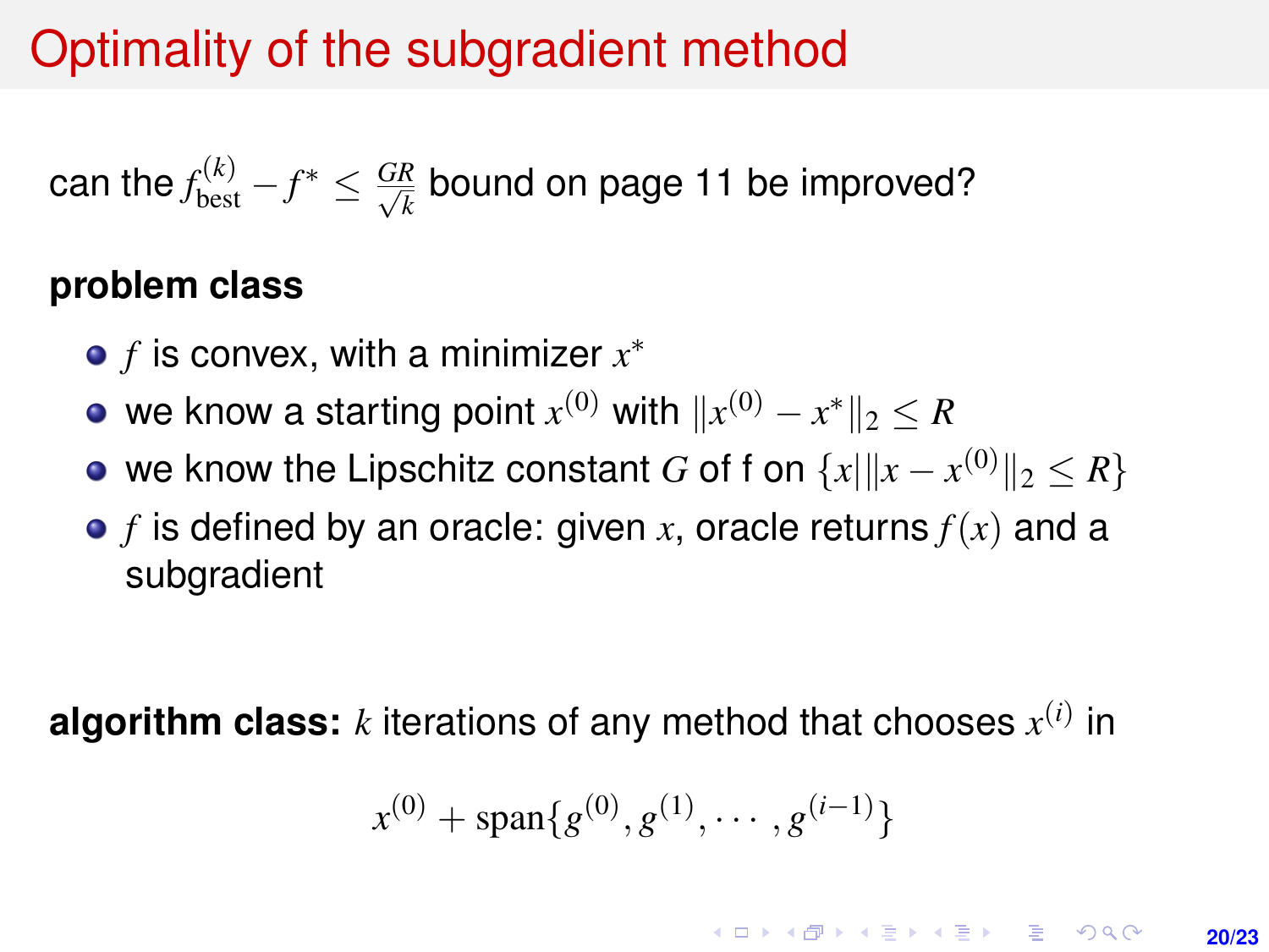# Optimality of the subgradient method

can the $f_{\text{best}}^{(k)} - f^* \leq \frac{GR}{\sqrt{k}}$ bound on page 11 be improved?

**problem class**

- $f$ is convex, with a minimizer $x^*$
- we know a starting point $x^{(0)}$ with $\|x^{(0)} - x^*\|_2 \leq R$
- we know the Lipschitz constant $G$ of f on $\{x \mid \|x - x^{(0)}\|_2 \leq R\}$
- $f$ is defined by an oracle: given $x$, oracle returns $f(x)$ and a subgradient

**algorithm class:** $k$ iterations of any method that chooses $x^{(i)}$ in

$$x^{(0)} + \text{span}\{g^{(0)}, g^{(1)}, \cdots, g^{(i-1)}\}$$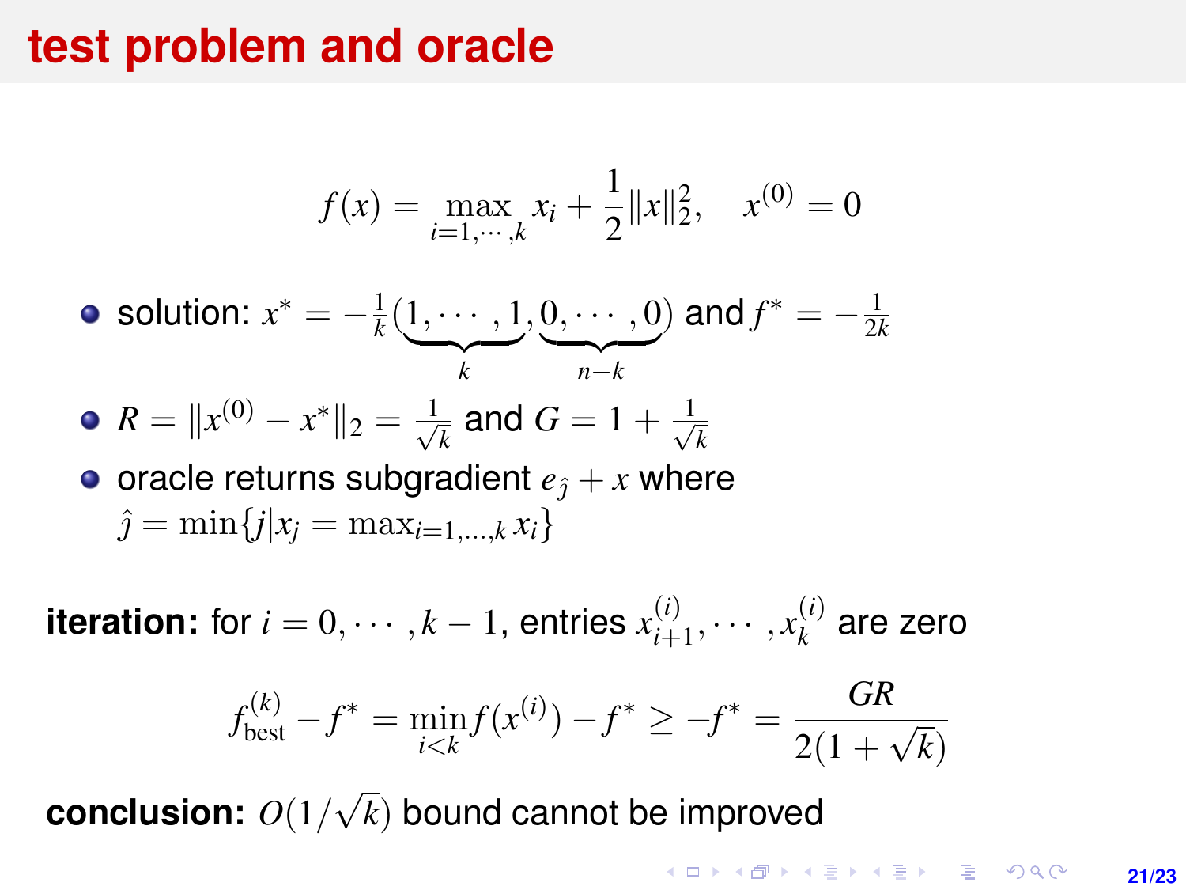# test problem and oracle

$$f(x) = \max_{i=1,\cdots,k} x_i + \frac{1}{2}\|x\|_2^2, \quad x^{(0)} = 0$$

- solution: $x^* = -\frac{1}{k}(\underbrace{1,\cdots,1}_{k},\underbrace{0,\cdots,0}_{n-k})$ and $f^* = -\frac{1}{2k}$
- $R = \|x^{(0)} - x^*\|_2 = \frac{1}{\sqrt{k}}$ and $G = 1 + \frac{1}{\sqrt{k}}$
- oracle returns subgradient $e_{\hat{j}} + x$ where $\hat{j} = \min\{j | x_j = \max_{i=1,\ldots,k} x_i\}$

**iteration:** for $i = 0, \cdots, k-1$, entries $x_{i+1}^{(i)}, \cdots, x_k^{(i)}$ are zero

$$f_{\text{best}}^{(k)} - f^* = \min_{i<k} f(x^{(i)}) - f^* \geq -f^* = \frac{GR}{2(1+\sqrt{k})}$$

**conclusion:** $O(1/\sqrt{k})$ bound cannot be improved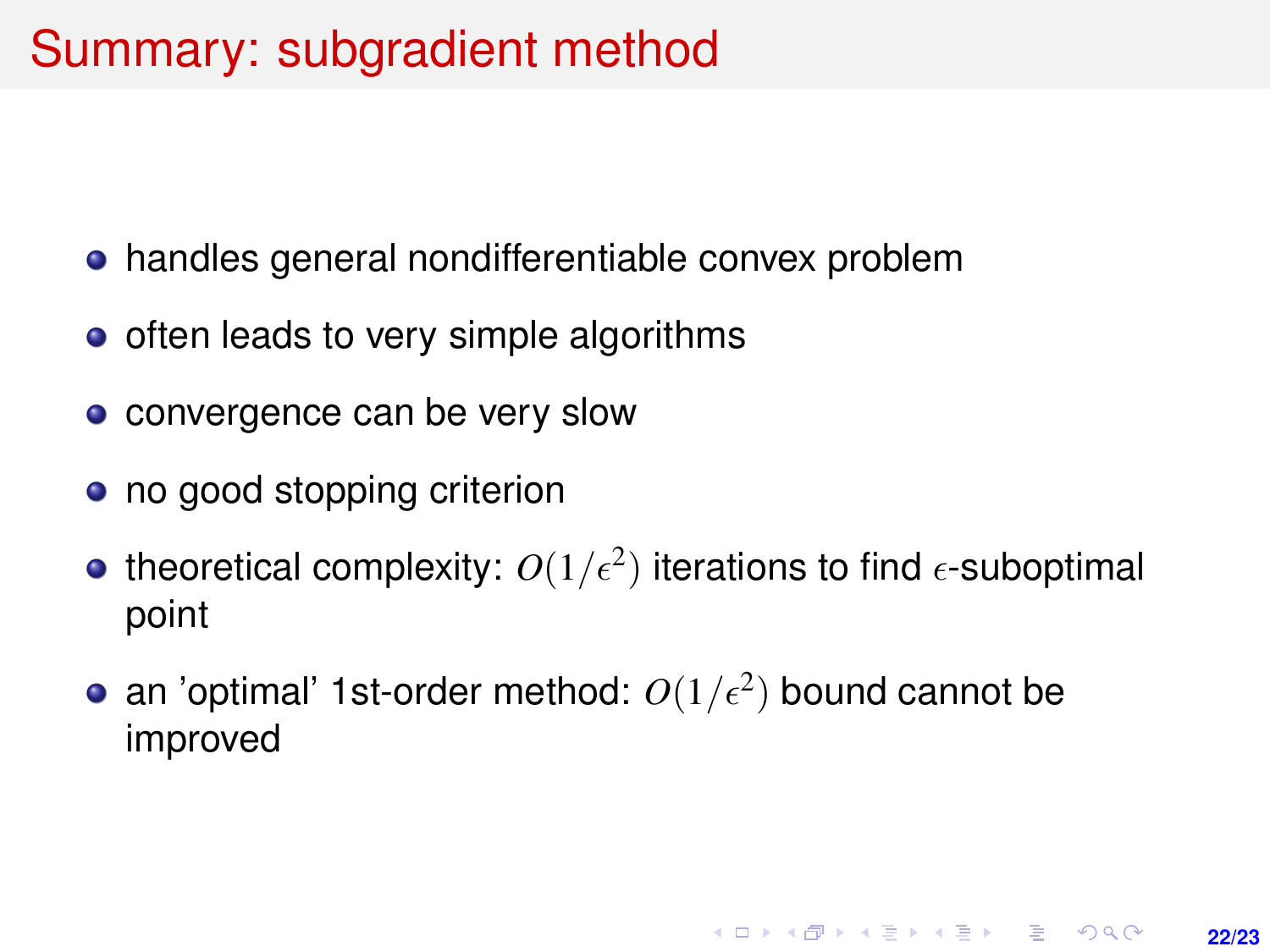# Summary: subgradient method

- handles general nondifferentiable convex problem
- often leads to very simple algorithms
- convergence can be very slow
- no good stopping criterion
- theoretical complexity: $O(1/\epsilon^2)$ iterations to find $\epsilon$-suboptimal point
- an 'optimal' 1st-order method: $O(1/\epsilon^2)$ bound cannot be improved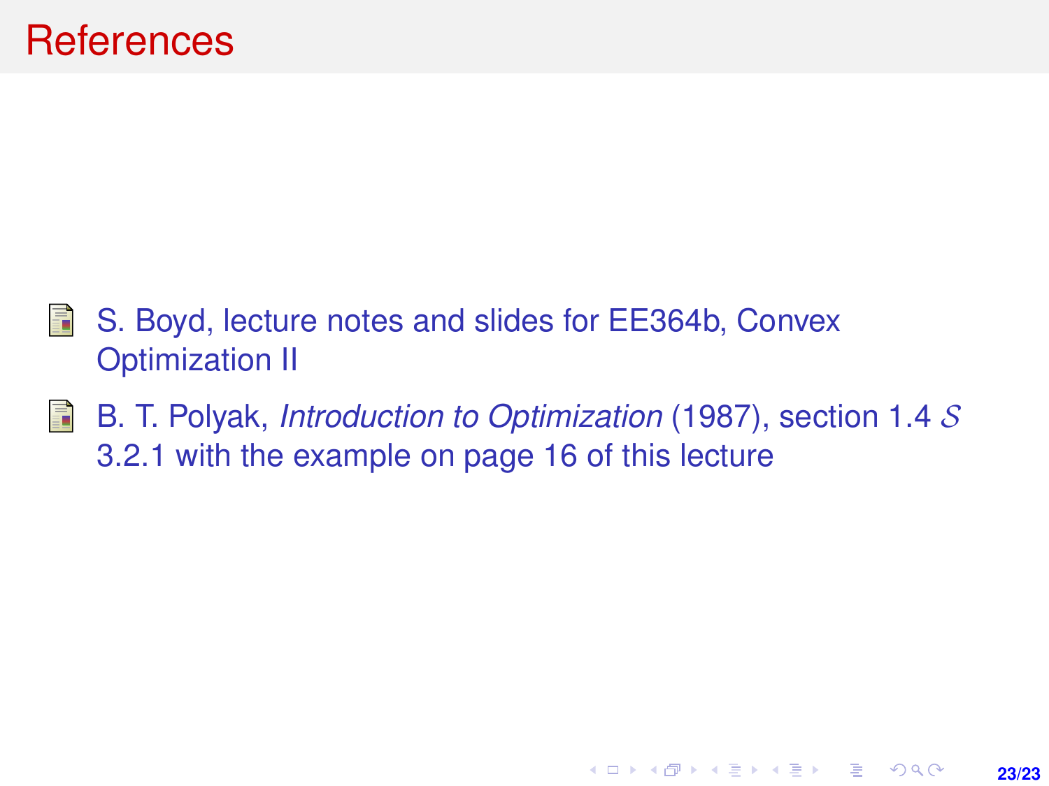# References

- S. Boyd, lecture notes and slides for EE364b, Convex Optimization II
- B. T. Polyak, *Introduction to Optimization* (1987), section 1.4 $\mathcal{S}$ 3.2.1 with the example on page 16 of this lecture